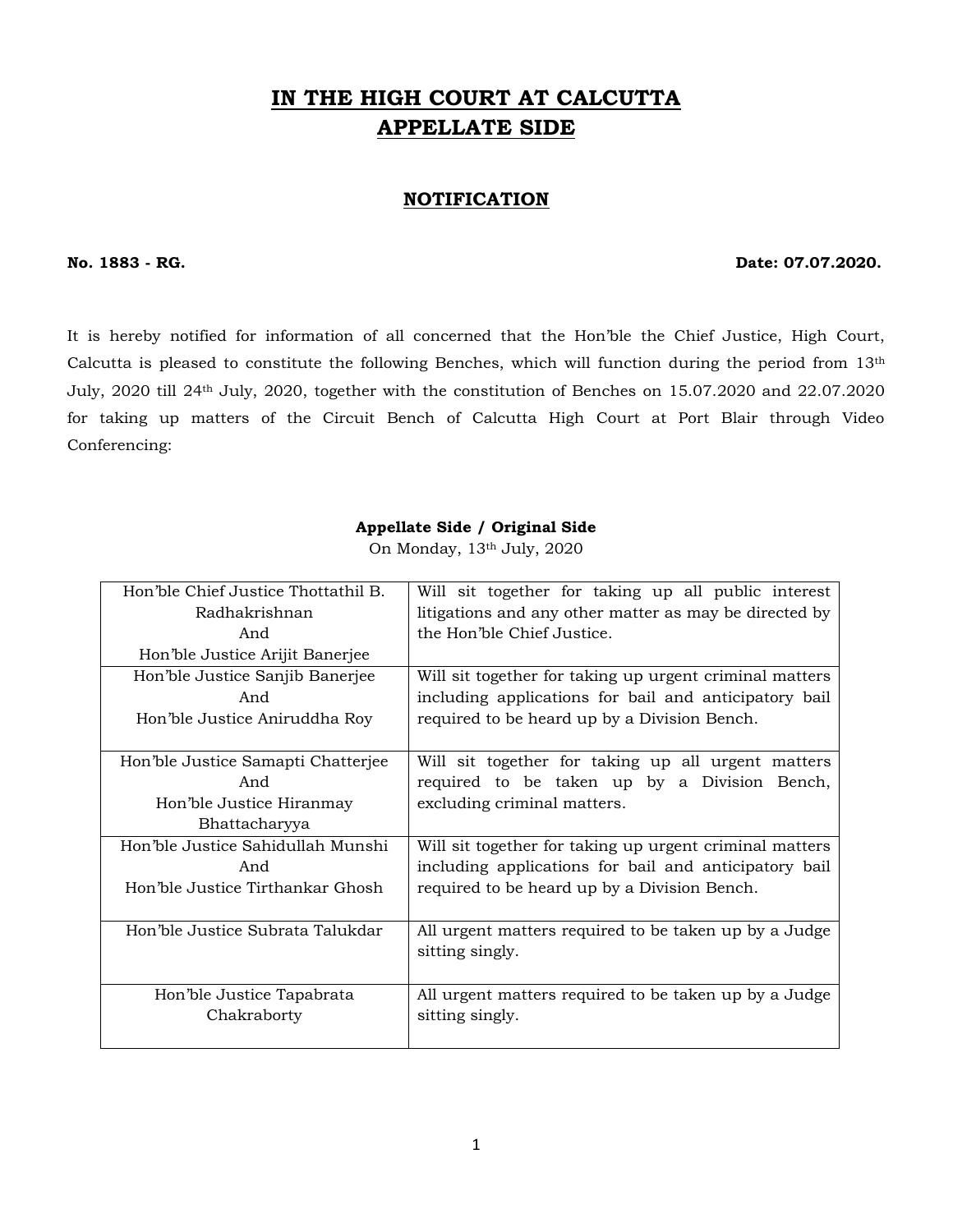# IN THE HIGH COURT AT CALCUTTA
# APPELLATE SIDE

## NOTIFICATION

**No. 1883 - RG.** **Date: 07.07.2020.**

It is hereby notified for information of all concerned that the Hon'ble the Chief Justice, High Court, Calcutta is pleased to constitute the following Benches, which will function during the period from 13th July, 2020 till 24th July, 2020, together with the constitution of Benches on 15.07.2020 and 22.07.2020 for taking up matters of the Circuit Bench of Calcutta High Court at Port Blair through Video Conferencing:

**Appellate Side / Original Side**

On Monday, 13th July, 2020

| Bench | Matters |
|---|---|
| Hon'ble Chief Justice Thottathil B. Radhakrishnan And Hon'ble Justice Arijit Banerjee | Will sit together for taking up all public interest litigations and any other matter as may be directed by the Hon'ble Chief Justice. |
| Hon'ble Justice Sanjib Banerjee And Hon'ble Justice Aniruddha Roy | Will sit together for taking up urgent criminal matters including applications for bail and anticipatory bail required to be heard up by a Division Bench. |
| Hon'ble Justice Samapti Chatterjee And Hon'ble Justice Hiranmay Bhattacharyya | Will sit together for taking up all urgent matters required to be taken up by a Division Bench, excluding criminal matters. |
| Hon'ble Justice Sahidullah Munshi And Hon'ble Justice Tirthankar Ghosh | Will sit together for taking up urgent criminal matters including applications for bail and anticipatory bail required to be heard up by a Division Bench. |
| Hon'ble Justice Subrata Talukdar | All urgent matters required to be taken up by a Judge sitting singly. |
| Hon'ble Justice Tapabrata Chakraborty | All urgent matters required to be taken up by a Judge sitting singly. |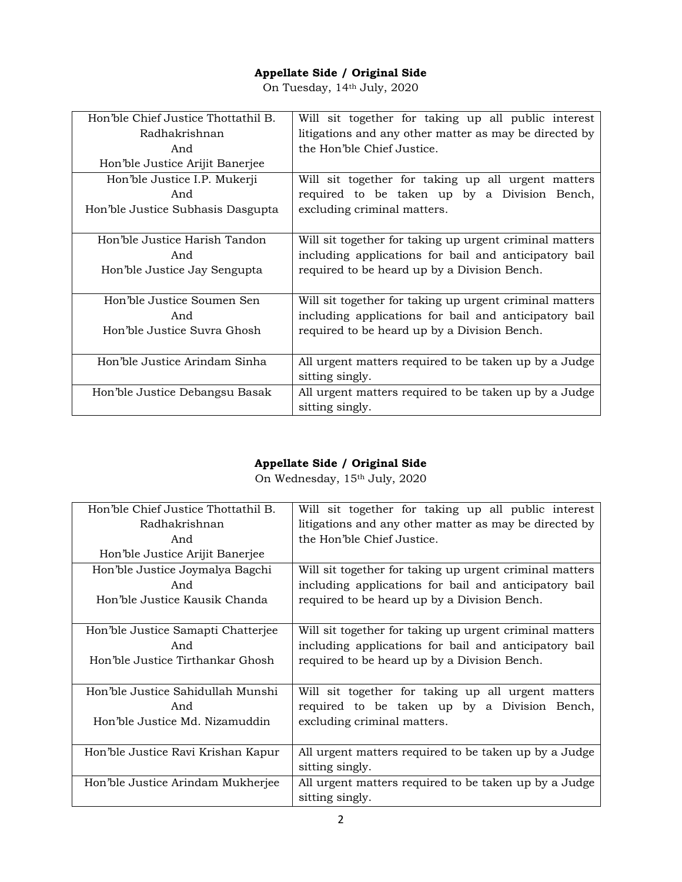**Appellate Side / Original Side**

On Tuesday, 14th July, 2020

| Bench | Matters |
|---|---|
| Hon'ble Chief Justice Thottathil B. Radhakrishnan<br>And<br>Hon'ble Justice Arijit Banerjee | Will sit together for taking up all public interest litigations and any other matter as may be directed by the Hon'ble Chief Justice. |
| Hon'ble Justice I.P. Mukerji<br>And<br>Hon'ble Justice Subhasis Dasgupta | Will sit together for taking up all urgent matters required to be taken up by a Division Bench, excluding criminal matters. |
| Hon'ble Justice Harish Tandon<br>And<br>Hon'ble Justice Jay Sengupta | Will sit together for taking up urgent criminal matters including applications for bail and anticipatory bail required to be heard up by a Division Bench. |
| Hon'ble Justice Soumen Sen<br>And<br>Hon'ble Justice Suvra Ghosh | Will sit together for taking up urgent criminal matters including applications for bail and anticipatory bail required to be heard up by a Division Bench. |
| Hon'ble Justice Arindam Sinha | All urgent matters required to be taken up by a Judge sitting singly. |
| Hon'ble Justice Debangsu Basak | All urgent matters required to be taken up by a Judge sitting singly. |

**Appellate Side / Original Side**

On Wednesday, 15th July, 2020

| Bench | Matters |
|---|---|
| Hon'ble Chief Justice Thottathil B. Radhakrishnan<br>And<br>Hon'ble Justice Arijit Banerjee | Will sit together for taking up all public interest litigations and any other matter as may be directed by the Hon'ble Chief Justice. |
| Hon'ble Justice Joymalya Bagchi<br>And<br>Hon'ble Justice Kausik Chanda | Will sit together for taking up urgent criminal matters including applications for bail and anticipatory bail required to be heard up by a Division Bench. |
| Hon'ble Justice Samapti Chatterjee<br>And<br>Hon'ble Justice Tirthankar Ghosh | Will sit together for taking up urgent criminal matters including applications for bail and anticipatory bail required to be heard up by a Division Bench. |
| Hon'ble Justice Sahidullah Munshi<br>And<br>Hon'ble Justice Md. Nizamuddin | Will sit together for taking up all urgent matters required to be taken up by a Division Bench, excluding criminal matters. |
| Hon'ble Justice Ravi Krishan Kapur | All urgent matters required to be taken up by a Judge sitting singly. |
| Hon'ble Justice Arindam Mukherjee | All urgent matters required to be taken up by a Judge sitting singly. |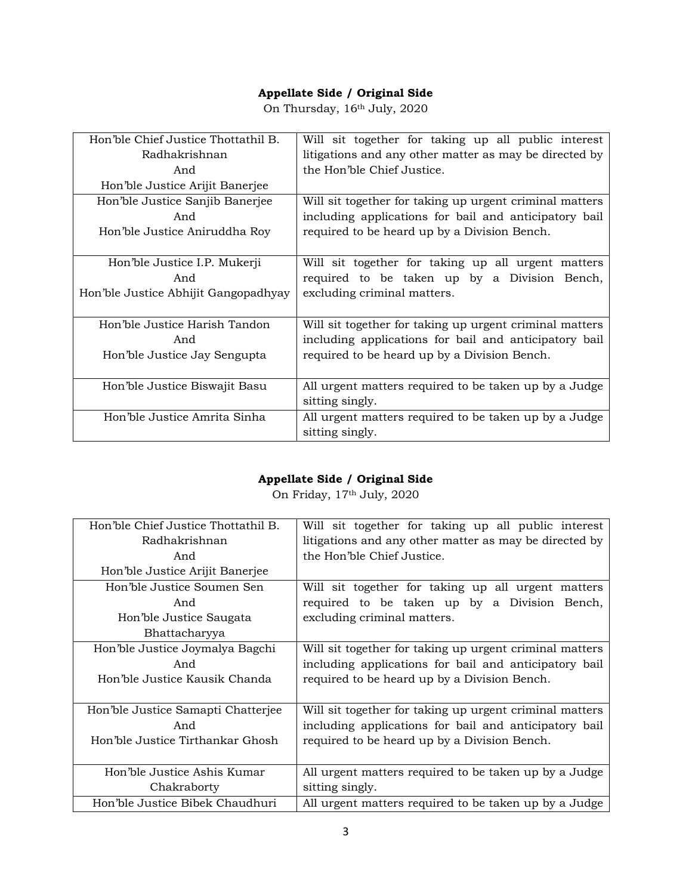**Appellate Side / Original Side**

On Thursday, 16th July, 2020

| | |
|---|---|
| Hon'ble Chief Justice Thottathil B. Radhakrishnan And Hon'ble Justice Arijit Banerjee | Will sit together for taking up all public interest litigations and any other matter as may be directed by the Hon'ble Chief Justice. |
| Hon'ble Justice Sanjib Banerjee And Hon'ble Justice Aniruddha Roy | Will sit together for taking up urgent criminal matters including applications for bail and anticipatory bail required to be heard up by a Division Bench. |
| Hon'ble Justice I.P. Mukerji And Hon'ble Justice Abhijit Gangopadhyay | Will sit together for taking up all urgent matters required to be taken up by a Division Bench, excluding criminal matters. |
| Hon'ble Justice Harish Tandon And Hon'ble Justice Jay Sengupta | Will sit together for taking up urgent criminal matters including applications for bail and anticipatory bail required to be heard up by a Division Bench. |
| Hon'ble Justice Biswajit Basu | All urgent matters required to be taken up by a Judge sitting singly. |
| Hon'ble Justice Amrita Sinha | All urgent matters required to be taken up by a Judge sitting singly. |

**Appellate Side / Original Side**

On Friday, 17th July, 2020

| | |
|---|---|
| Hon'ble Chief Justice Thottathil B. Radhakrishnan And Hon'ble Justice Arijit Banerjee | Will sit together for taking up all public interest litigations and any other matter as may be directed by the Hon'ble Chief Justice. |
| Hon'ble Justice Soumen Sen And Hon'ble Justice Saugata Bhattacharyya | Will sit together for taking up all urgent matters required to be taken up by a Division Bench, excluding criminal matters. |
| Hon'ble Justice Joymalya Bagchi And Hon'ble Justice Kausik Chanda | Will sit together for taking up urgent criminal matters including applications for bail and anticipatory bail required to be heard up by a Division Bench. |
| Hon'ble Justice Samapti Chatterjee And Hon'ble Justice Tirthankar Ghosh | Will sit together for taking up urgent criminal matters including applications for bail and anticipatory bail required to be heard up by a Division Bench. |
| Hon'ble Justice Ashis Kumar Chakraborty | All urgent matters required to be taken up by a Judge sitting singly. |
| Hon'ble Justice Bibek Chaudhuri | All urgent matters required to be taken up by a Judge |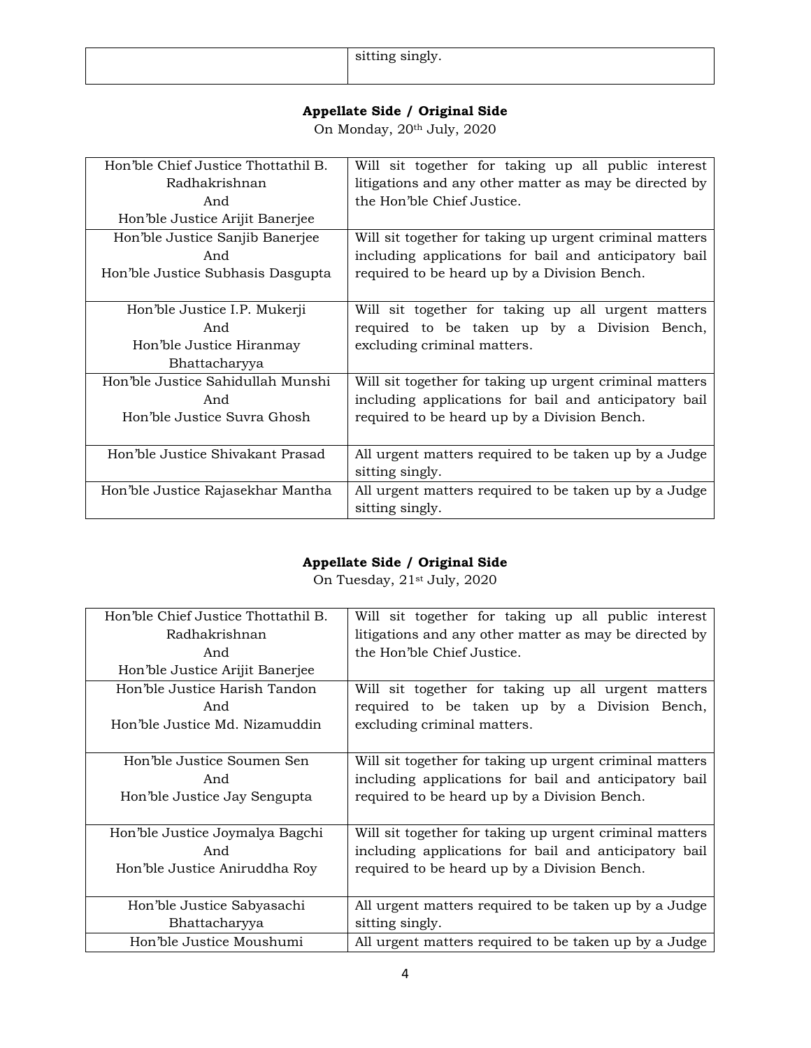| | sitting singly. |
|---|---|

**Appellate Side / Original Side**

On Monday, 20th July, 2020

| | |
|---|---|
| Hon'ble Chief Justice Thottathil B. Radhakrishnan And Hon'ble Justice Arijit Banerjee | Will sit together for taking up all public interest litigations and any other matter as may be directed by the Hon'ble Chief Justice. |
| Hon'ble Justice Sanjib Banerjee And Hon'ble Justice Subhasis Dasgupta | Will sit together for taking up urgent criminal matters including applications for bail and anticipatory bail required to be heard up by a Division Bench. |
| Hon'ble Justice I.P. Mukerji And Hon'ble Justice Hiranmay Bhattacharyya | Will sit together for taking up all urgent matters required to be taken up by a Division Bench, excluding criminal matters. |
| Hon'ble Justice Sahidullah Munshi And Hon'ble Justice Suvra Ghosh | Will sit together for taking up urgent criminal matters including applications for bail and anticipatory bail required to be heard up by a Division Bench. |
| Hon'ble Justice Shivakant Prasad | All urgent matters required to be taken up by a Judge sitting singly. |
| Hon'ble Justice Rajasekhar Mantha | All urgent matters required to be taken up by a Judge sitting singly. |

**Appellate Side / Original Side**

On Tuesday, 21st July, 2020

| | |
|---|---|
| Hon'ble Chief Justice Thottathil B. Radhakrishnan And Hon'ble Justice Arijit Banerjee | Will sit together for taking up all public interest litigations and any other matter as may be directed by the Hon'ble Chief Justice. |
| Hon'ble Justice Harish Tandon And Hon'ble Justice Md. Nizamuddin | Will sit together for taking up all urgent matters required to be taken up by a Division Bench, excluding criminal matters. |
| Hon'ble Justice Soumen Sen And Hon'ble Justice Jay Sengupta | Will sit together for taking up urgent criminal matters including applications for bail and anticipatory bail required to be heard up by a Division Bench. |
| Hon'ble Justice Joymalya Bagchi And Hon'ble Justice Aniruddha Roy | Will sit together for taking up urgent criminal matters including applications for bail and anticipatory bail required to be heard up by a Division Bench. |
| Hon'ble Justice Sabyasachi Bhattacharyya | All urgent matters required to be taken up by a Judge sitting singly. |
| Hon'ble Justice Moushumi | All urgent matters required to be taken up by a Judge |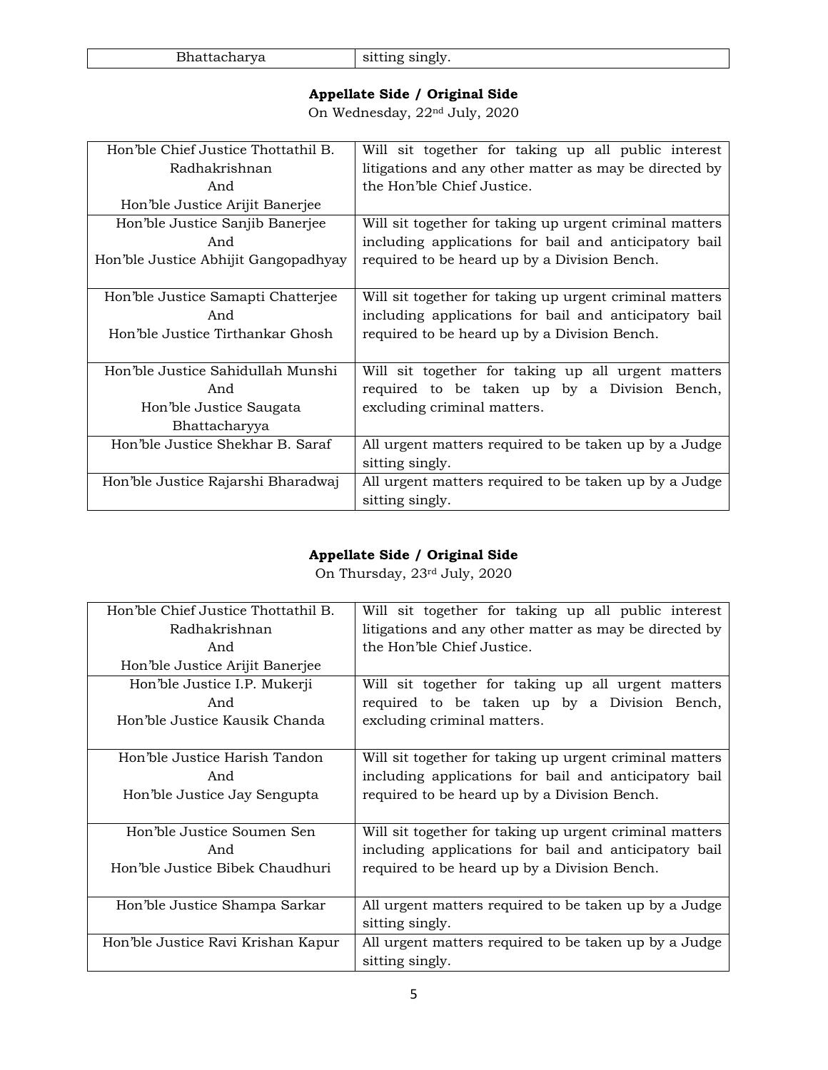| Bhattacharya | sitting singly. |
|---|---|

**Appellate Side / Original Side**

On Wednesday, 22nd July, 2020

| | |
|---|---|
| Hon'ble Chief Justice Thottathil B. Radhakrishnan And Hon'ble Justice Arijit Banerjee | Will sit together for taking up all public interest litigations and any other matter as may be directed by the Hon'ble Chief Justice. |
| Hon'ble Justice Sanjib Banerjee And Hon'ble Justice Abhijit Gangopadhyay | Will sit together for taking up urgent criminal matters including applications for bail and anticipatory bail required to be heard up by a Division Bench. |
| Hon'ble Justice Samapti Chatterjee And Hon'ble Justice Tirthankar Ghosh | Will sit together for taking up urgent criminal matters including applications for bail and anticipatory bail required to be heard up by a Division Bench. |
| Hon'ble Justice Sahidullah Munshi And Hon'ble Justice Saugata Bhattacharyya | Will sit together for taking up all urgent matters required to be taken up by a Division Bench, excluding criminal matters. |
| Hon'ble Justice Shekhar B. Saraf | All urgent matters required to be taken up by a Judge sitting singly. |
| Hon'ble Justice Rajarshi Bharadwaj | All urgent matters required to be taken up by a Judge sitting singly. |

**Appellate Side / Original Side**

On Thursday, 23rd July, 2020

| | |
|---|---|
| Hon'ble Chief Justice Thottathil B. Radhakrishnan And Hon'ble Justice Arijit Banerjee | Will sit together for taking up all public interest litigations and any other matter as may be directed by the Hon'ble Chief Justice. |
| Hon'ble Justice I.P. Mukerji And Hon'ble Justice Kausik Chanda | Will sit together for taking up all urgent matters required to be taken up by a Division Bench, excluding criminal matters. |
| Hon'ble Justice Harish Tandon And Hon'ble Justice Jay Sengupta | Will sit together for taking up urgent criminal matters including applications for bail and anticipatory bail required to be heard up by a Division Bench. |
| Hon'ble Justice Soumen Sen And Hon'ble Justice Bibek Chaudhuri | Will sit together for taking up urgent criminal matters including applications for bail and anticipatory bail required to be heard up by a Division Bench. |
| Hon'ble Justice Shampa Sarkar | All urgent matters required to be taken up by a Judge sitting singly. |
| Hon'ble Justice Ravi Krishan Kapur | All urgent matters required to be taken up by a Judge sitting singly. |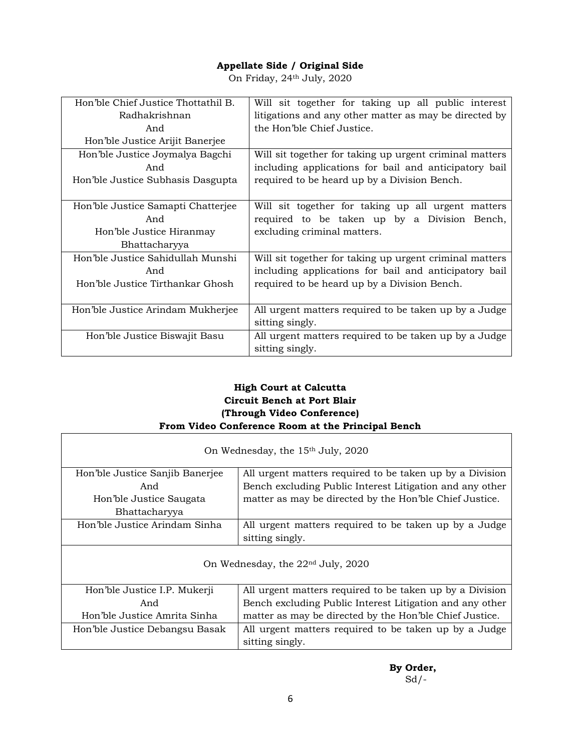**Appellate Side / Original Side**

On Friday, 24th July, 2020

| | |
|---|---|
| Hon'ble Chief Justice Thottathil B. Radhakrishnan And Hon'ble Justice Arijit Banerjee | Will sit together for taking up all public interest litigations and any other matter as may be directed by the Hon'ble Chief Justice. |
| Hon'ble Justice Joymalya Bagchi And Hon'ble Justice Subhasis Dasgupta | Will sit together for taking up urgent criminal matters including applications for bail and anticipatory bail required to be heard up by a Division Bench. |
| Hon'ble Justice Samapti Chatterjee And Hon'ble Justice Hiranmay Bhattacharyya | Will sit together for taking up all urgent matters required to be taken up by a Division Bench, excluding criminal matters. |
| Hon'ble Justice Sahidullah Munshi And Hon'ble Justice Tirthankar Ghosh | Will sit together for taking up urgent criminal matters including applications for bail and anticipatory bail required to be heard up by a Division Bench. |
| Hon'ble Justice Arindam Mukherjee | All urgent matters required to be taken up by a Judge sitting singly. |
| Hon'ble Justice Biswajit Basu | All urgent matters required to be taken up by a Judge sitting singly. |

**High Court at Calcutta**
**Circuit Bench at Port Blair**
**(Through Video Conference)**
**From Video Conference Room at the Principal Bench**

| On Wednesday, the 15th July, 2020 | |
|---|---|
| Hon'ble Justice Sanjib Banerjee And Hon'ble Justice Saugata Bhattacharyya | All urgent matters required to be taken up by a Division Bench excluding Public Interest Litigation and any other matter as may be directed by the Hon'ble Chief Justice. |
| Hon'ble Justice Arindam Sinha | All urgent matters required to be taken up by a Judge sitting singly. |
| **On Wednesday, the 22nd July, 2020** | |
| Hon'ble Justice I.P. Mukerji And Hon'ble Justice Amrita Sinha | All urgent matters required to be taken up by a Division Bench excluding Public Interest Litigation and any other matter as may be directed by the Hon'ble Chief Justice. |
| Hon'ble Justice Debangsu Basak | All urgent matters required to be taken up by a Judge sitting singly. |

**By Order,**
Sd/-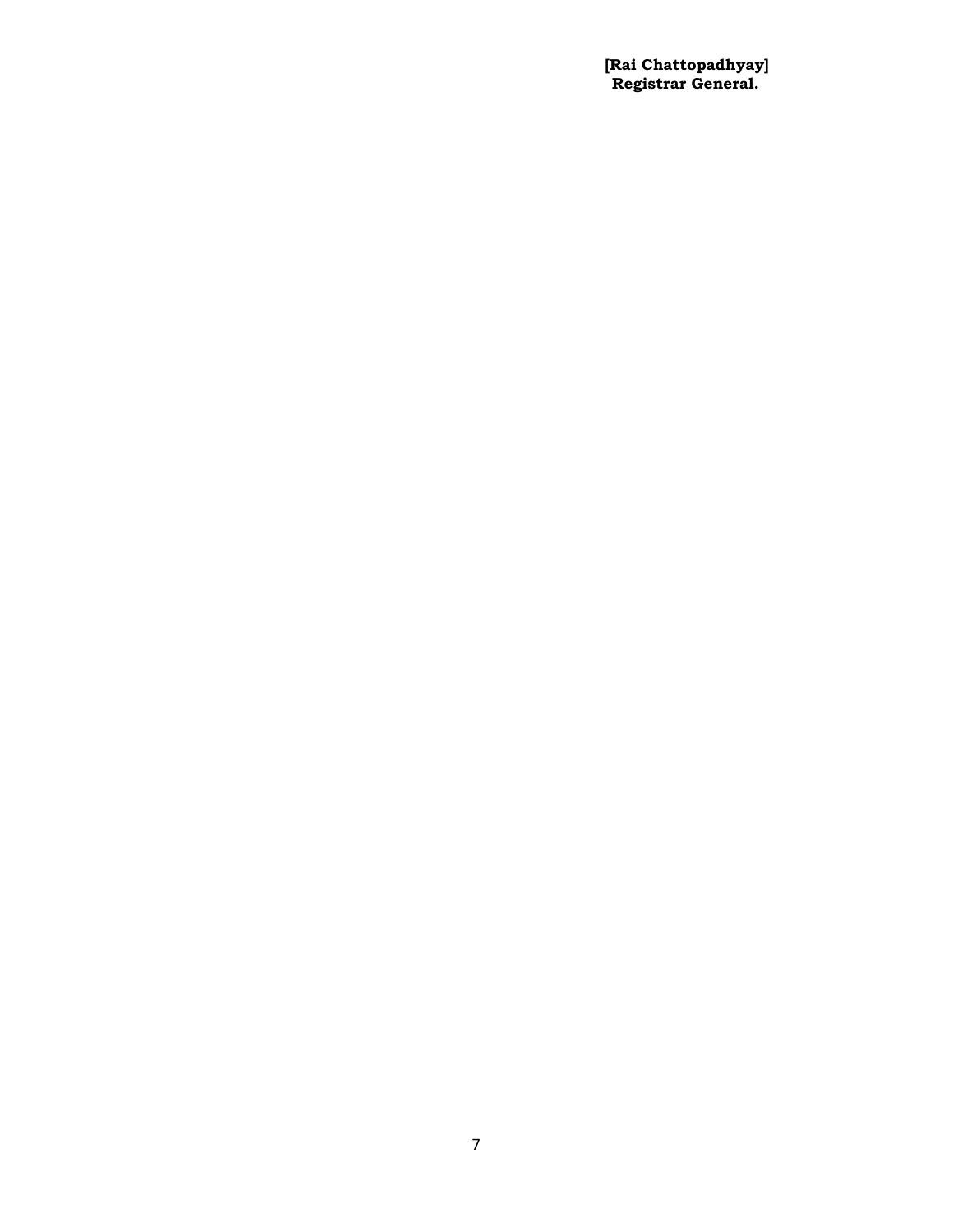**[Rai Chattopadhyay]**
**Registrar General.**